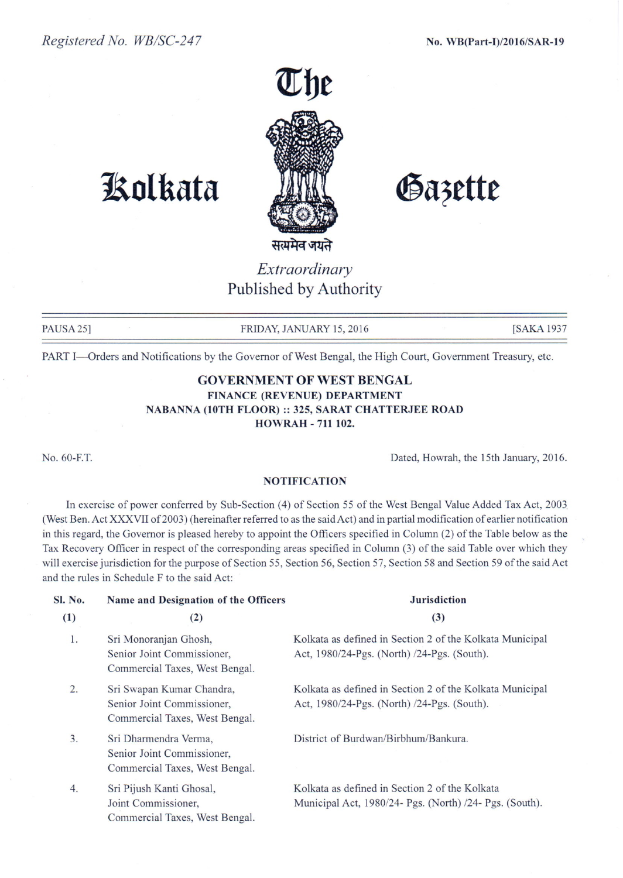Registered No. WB/SC-247

No. WB(Part-I)/2016/SAR-19

# The Kolkata Gazette

सत्यमेव जयते

*Extraordinary*

Published by Authority

PAUSA 25] FRIDAY, JANUARY 15, 2016 [SAKA 1937

PART I—Orders and Notifications by the Governor of West Bengal, the High Court, Government Treasury, etc.

## GOVERNMENT OF WEST BENGAL
### FINANCE (REVENUE) DEPARTMENT
### NABANNA (10TH FLOOR) :: 325, SARAT CHATTERJEE ROAD
### HOWRAH - 711 102.

No. 60-F.T. Dated, Howrah, the 15th January, 2016.

### NOTIFICATION

In exercise of power conferred by Sub-Section (4) of Section 55 of the West Bengal Value Added Tax Act, 2003 (West Ben. Act XXXVII of 2003) (hereinafter referred to as the said Act) and in partial modification of earlier notification in this regard, the Governor is pleased hereby to appoint the Officers specified in Column (2) of the Table below as the Tax Recovery Officer in respect of the corresponding areas specified in Column (3) of the said Table over which they will exercise jurisdiction for the purpose of Section 55, Section 56, Section 57, Section 58 and Section 59 of the said Act and the rules in Schedule F to the said Act:

| Sl. No. | Name and Designation of the Officers | Jurisdiction |
|---|---|---|
| (1) | (2) | (3) |
| 1. | Sri Monoranjan Ghosh, Senior Joint Commissioner, Commercial Taxes, West Bengal. | Kolkata as defined in Section 2 of the Kolkata Municipal Act, 1980/24-Pgs. (North) /24-Pgs. (South). |
| 2. | Sri Swapan Kumar Chandra, Senior Joint Commissioner, Commercial Taxes, West Bengal. | Kolkata as defined in Section 2 of the Kolkata Municipal Act, 1980/24-Pgs. (North) /24-Pgs. (South). |
| 3. | Sri Dharmendra Verma, Senior Joint Commissioner, Commercial Taxes, West Bengal. | District of Burdwan/Birbhum/Bankura. |
| 4. | Sri Pijush Kanti Ghosal, Joint Commissioner, Commercial Taxes, West Bengal. | Kolkata as defined in Section 2 of the Kolkata Municipal Act, 1980/24- Pgs. (North) /24- Pgs. (South). |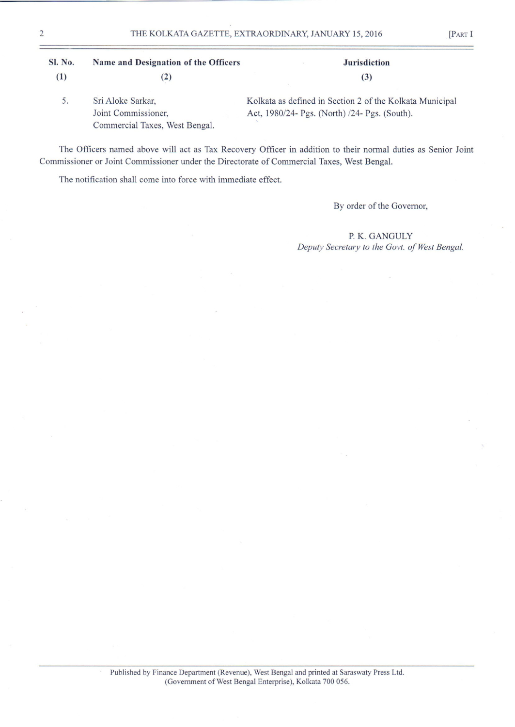| Sl. No. (1) | Name and Designation of the Officers (2) | Jurisdiction (3) |
|---|---|---|
| 5. | Sri Aloke Sarkar, Joint Commissioner, Commercial Taxes, West Bengal. | Kolkata as defined in Section 2 of the Kolkata Municipal Act, 1980/24- Pgs. (North) /24- Pgs. (South). |

The Officers named above will act as Tax Recovery Officer in addition to their normal duties as Senior Joint Commissioner or Joint Commissioner under the Directorate of Commercial Taxes, West Bengal.

The notification shall come into force with immediate effect.

By order of the Governor,

P. K. GANGULY
*Deputy Secretary to the Govt. of West Bengal.*

Published by Finance Department (Revenue), West Bengal and printed at Saraswaty Press Ltd. (Government of West Bengal Enterprise), Kolkata 700 056.